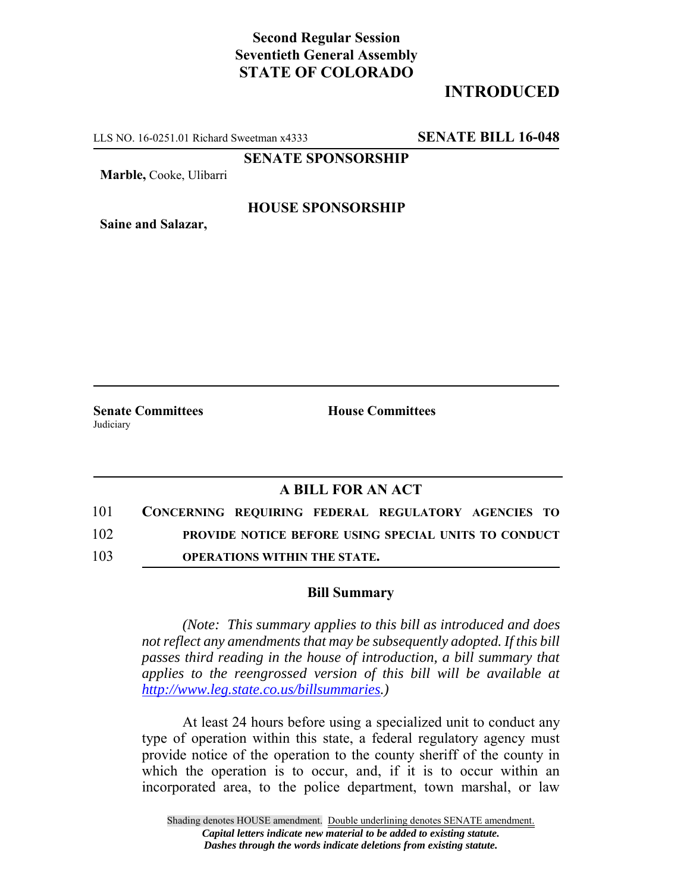**Second Regular Session**
**Seventieth General Assembly**
**STATE OF COLORADO**

**INTRODUCED**

LLS NO. 16-0251.01 Richard Sweetman x4333 **SENATE BILL 16-048**

**SENATE SPONSORSHIP**

**Marble,** Cooke, Ulibarri

**HOUSE SPONSORSHIP**

**Saine and Salazar,**

**Senate Committees**
Judiciary

**House Committees**

## A BILL FOR AN ACT

101 **CONCERNING REQUIRING FEDERAL REGULATORY AGENCIES TO**
102 **PROVIDE NOTICE BEFORE USING SPECIAL UNITS TO CONDUCT**
103 **OPERATIONS WITHIN THE STATE.**

### Bill Summary

*(Note: This summary applies to this bill as introduced and does not reflect any amendments that may be subsequently adopted. If this bill passes third reading in the house of introduction, a bill summary that applies to the reengrossed version of this bill will be available at http://www.leg.state.co.us/billsummaries.)*

At least 24 hours before using a specialized unit to conduct any type of operation within this state, a federal regulatory agency must provide notice of the operation to the county sheriff of the county in which the operation is to occur, and, if it is to occur within an incorporated area, to the police department, town marshal, or law

Shading denotes HOUSE amendment. Double underlining denotes SENATE amendment.
*Capital letters indicate new material to be added to existing statute.*
*Dashes through the words indicate deletions from existing statute.*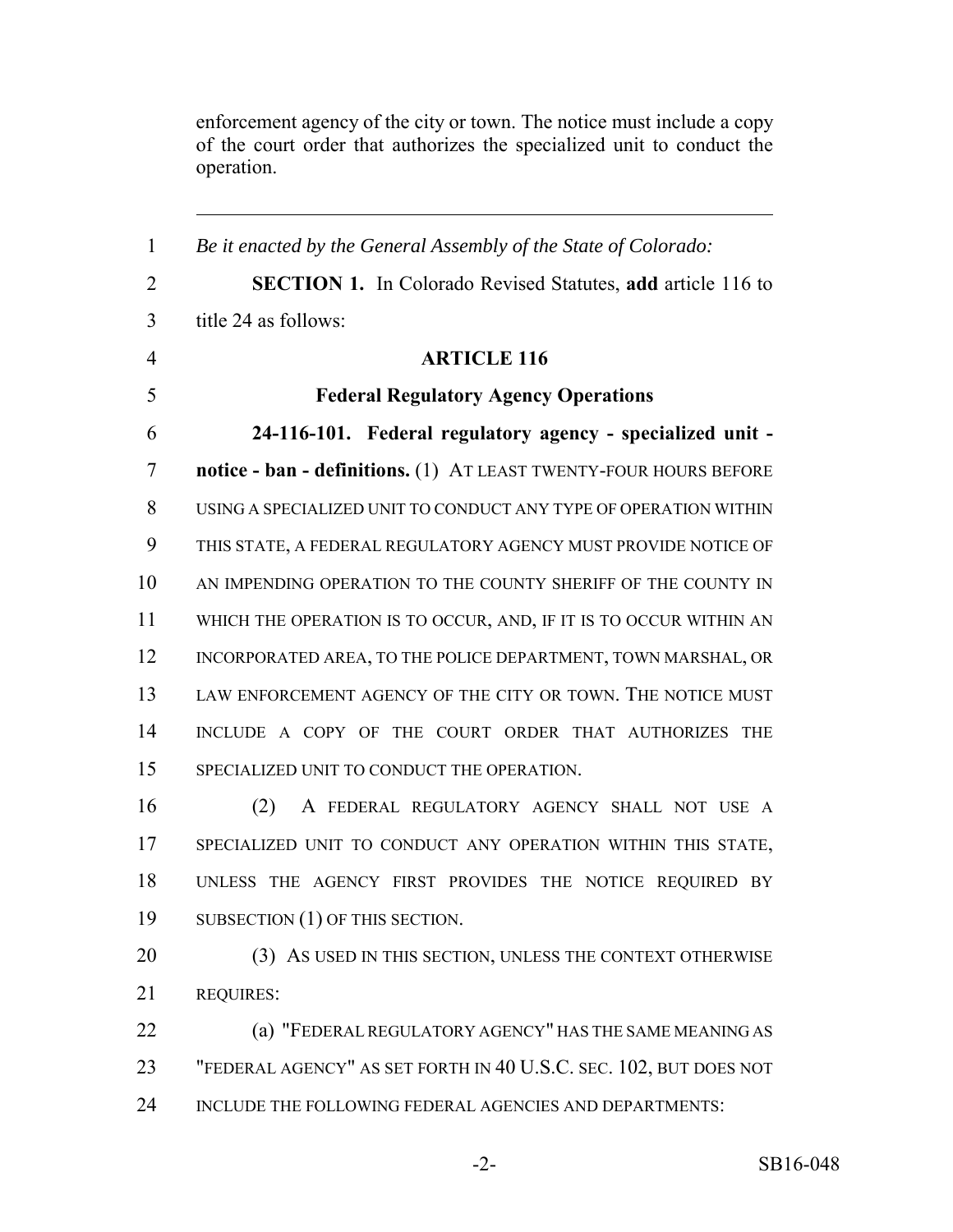enforcement agency of the city or town. The notice must include a copy of the court order that authorizes the specialized unit to conduct the operation.

---

*Be it enacted by the General Assembly of the State of Colorado:*

**SECTION 1.** In Colorado Revised Statutes, **add** article 116 to title 24 as follows:

**ARTICLE 116**

**Federal Regulatory Agency Operations**

**24-116-101. Federal regulatory agency - specialized unit - notice - ban - definitions.** (1) AT LEAST TWENTY-FOUR HOURS BEFORE USING A SPECIALIZED UNIT TO CONDUCT ANY TYPE OF OPERATION WITHIN THIS STATE, A FEDERAL REGULATORY AGENCY MUST PROVIDE NOTICE OF AN IMPENDING OPERATION TO THE COUNTY SHERIFF OF THE COUNTY IN WHICH THE OPERATION IS TO OCCUR, AND, IF IT IS TO OCCUR WITHIN AN INCORPORATED AREA, TO THE POLICE DEPARTMENT, TOWN MARSHAL, OR LAW ENFORCEMENT AGENCY OF THE CITY OR TOWN. THE NOTICE MUST INCLUDE A COPY OF THE COURT ORDER THAT AUTHORIZES THE SPECIALIZED UNIT TO CONDUCT THE OPERATION.

(2) A FEDERAL REGULATORY AGENCY SHALL NOT USE A SPECIALIZED UNIT TO CONDUCT ANY OPERATION WITHIN THIS STATE, UNLESS THE AGENCY FIRST PROVIDES THE NOTICE REQUIRED BY SUBSECTION (1) OF THIS SECTION.

(3) AS USED IN THIS SECTION, UNLESS THE CONTEXT OTHERWISE REQUIRES:

(a) "FEDERAL REGULATORY AGENCY" HAS THE SAME MEANING AS "FEDERAL AGENCY" AS SET FORTH IN 40 U.S.C. SEC. 102, BUT DOES NOT INCLUDE THE FOLLOWING FEDERAL AGENCIES AND DEPARTMENTS: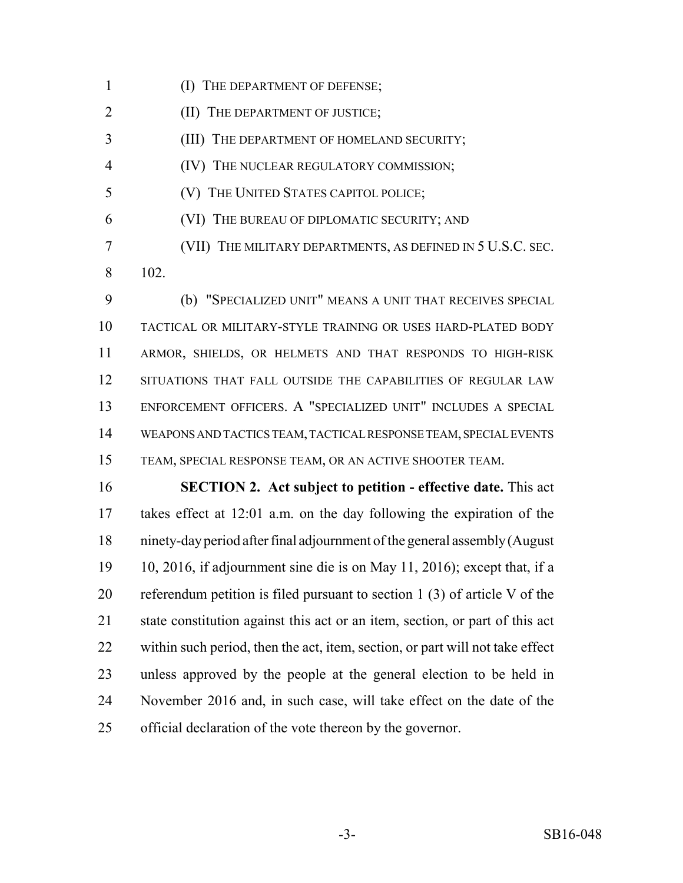(I) THE DEPARTMENT OF DEFENSE;

(II) THE DEPARTMENT OF JUSTICE;

(III) THE DEPARTMENT OF HOMELAND SECURITY;

(IV) THE NUCLEAR REGULATORY COMMISSION;

(V) THE UNITED STATES CAPITOL POLICE;

(VI) THE BUREAU OF DIPLOMATIC SECURITY; AND

(VII) THE MILITARY DEPARTMENTS, AS DEFINED IN 5 U.S.C. SEC. 102.

(b) "SPECIALIZED UNIT" MEANS A UNIT THAT RECEIVES SPECIAL TACTICAL OR MILITARY-STYLE TRAINING OR USES HARD-PLATED BODY ARMOR, SHIELDS, OR HELMETS AND THAT RESPONDS TO HIGH-RISK SITUATIONS THAT FALL OUTSIDE THE CAPABILITIES OF REGULAR LAW ENFORCEMENT OFFICERS. A "SPECIALIZED UNIT" INCLUDES A SPECIAL WEAPONS AND TACTICS TEAM, TACTICAL RESPONSE TEAM, SPECIAL EVENTS TEAM, SPECIAL RESPONSE TEAM, OR AN ACTIVE SHOOTER TEAM.

**SECTION 2. Act subject to petition - effective date.** This act takes effect at 12:01 a.m. on the day following the expiration of the ninety-day period after final adjournment of the general assembly (August 10, 2016, if adjournment sine die is on May 11, 2016); except that, if a referendum petition is filed pursuant to section 1 (3) of article V of the state constitution against this act or an item, section, or part of this act within such period, then the act, item, section, or part will not take effect unless approved by the people at the general election to be held in November 2016 and, in such case, will take effect on the date of the official declaration of the vote thereon by the governor.